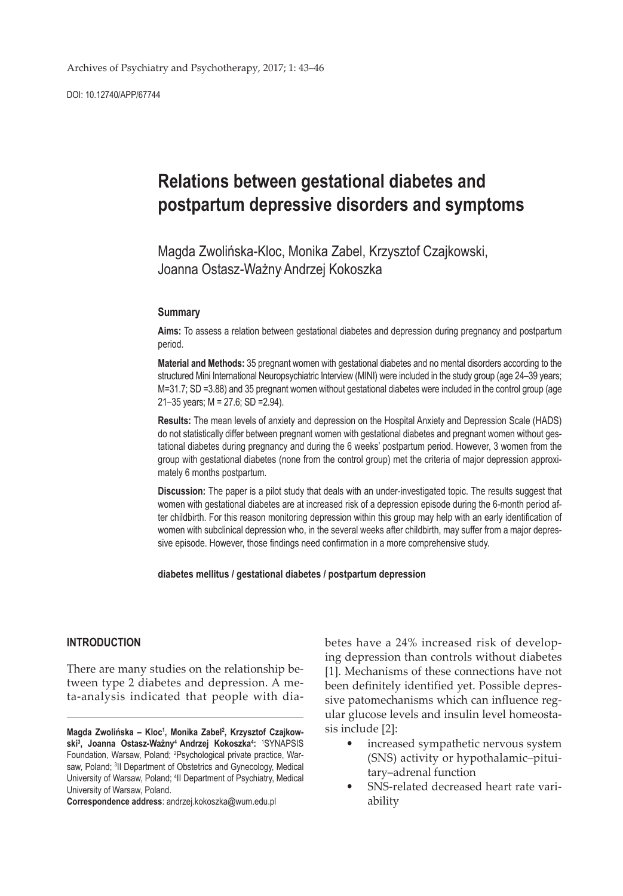# Relations between gestational diabetes and postpartum depressive disorders and symptoms

Magda Zwolińska-Kloc, Monika Zabel, Krzysztof Czajkowski, Joanna Ostasz-Ważny, Andrzej Kokoszka

### Summary

**Aims:** To assess a relation between gestational diabetes and depression during pregnancy and postpartum period.

**Material and Methods:** 35 pregnant women with gestational diabetes and no mental disorders according to the structured Mini International Neuropsychiatric Interview (MINI) were included in the study group (age 24–39 years; M=31.7; SD =3.88) and 35 pregnant women without gestational diabetes were included in the control group (age 21–35 years; M = 27.6; SD =2.94).

**Results:** The mean levels of anxiety and depression on the Hospital Anxiety and Depression Scale (HADS) do not statistically differ between pregnant women with gestational diabetes and pregnant women without gestational diabetes during pregnancy and during the 6 weeks' postpartum period. However, 3 women from the group with gestational diabetes (none from the control group) met the criteria of major depression approximately 6 months postpartum.

**Discussion:** The paper is a pilot study that deals with an under-investigated topic. The results suggest that women with gestational diabetes are at increased risk of a depression episode during the 6-month period after childbirth. For this reason monitoring depression within this group may help with an early identification of women with subclinical depression who, in the several weeks after childbirth, may suffer from a major depressive episode. However, those findings need confirmation in a more comprehensive study.

**diabetes mellitus / gestational diabetes / postpartum depression**

## INTRODUCTION

There are many studies on the relationship between type 2 diabetes and depression. A meta-analysis indicated that people with diabetes have a 24% increased risk of developing depression than controls without diabetes [1]. Mechanisms of these connections have not been definitely identified yet. Possible depressive patomechanisms which can influence regular glucose levels and insulin level homeostasis include [2]:

- increased sympathetic nervous system (SNS) activity or hypothalamic–pituitary–adrenal function
- SNS-related decreased heart rate variability

---

**Magda Zwolińska – Kloc[1], Monika Zabel[2], Krzysztof Czajkowski[3], Joanna Ostasz-Ważny[4] Andrzej Kokoszka[4]:** [1]SYNAPSIS Foundation, Warsaw, Poland; [2]Psychological private practice, Warsaw, Poland; [3]II Department of Obstetrics and Gynecology, Medical University of Warsaw, Poland; [4]II Department of Psychiatry, Medical University of Warsaw, Poland.

**Correspondence address**: andrzej.kokoszka@wum.edu.pl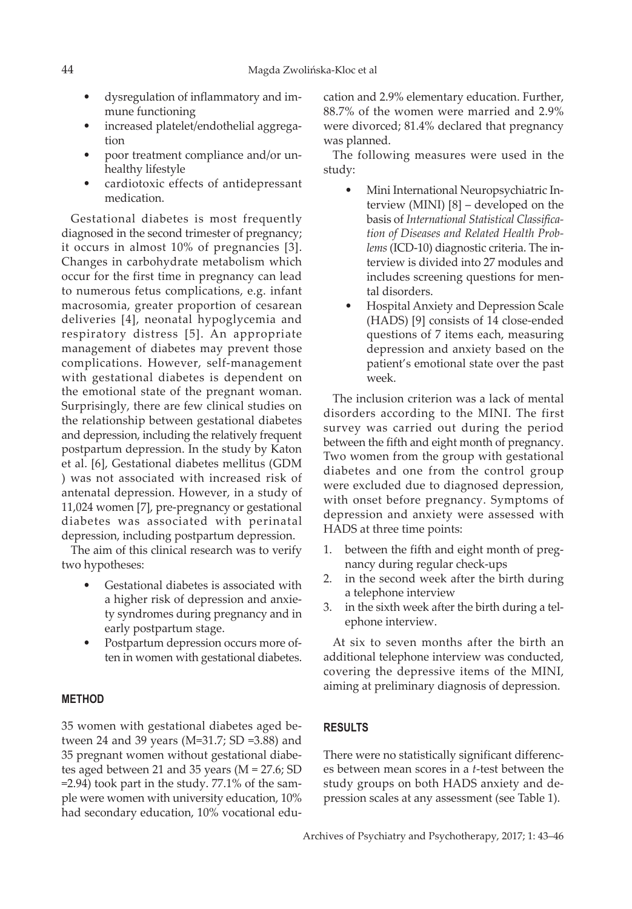- dysregulation of inflammatory and immune functioning
- increased platelet/endothelial aggregation
- poor treatment compliance and/or unhealthy lifestyle
- cardiotoxic effects of antidepressant medication.

Gestational diabetes is most frequently diagnosed in the second trimester of pregnancy; it occurs in almost 10% of pregnancies [3]. Changes in carbohydrate metabolism which occur for the first time in pregnancy can lead to numerous fetus complications, e.g. infant macrosomia, greater proportion of cesarean deliveries [4], neonatal hypoglycemia and respiratory distress [5]. An appropriate management of diabetes may prevent those complications. However, self-management with gestational diabetes is dependent on the emotional state of the pregnant woman. Surprisingly, there are few clinical studies on the relationship between gestational diabetes and depression, including the relatively frequent postpartum depression. In the study by Katon et al. [6], Gestational diabetes mellitus (GDM ) was not associated with increased risk of antenatal depression. However, in a study of 11,024 women [7], pre-pregnancy or gestational diabetes was associated with perinatal depression, including postpartum depression.

The aim of this clinical research was to verify two hypotheses:

- Gestational diabetes is associated with a higher risk of depression and anxiety syndromes during pregnancy and in early postpartum stage.
- Postpartum depression occurs more often in women with gestational diabetes.

## METHOD

35 women with gestational diabetes aged between 24 and 39 years (M=31.7; SD =3.88) and 35 pregnant women without gestational diabetes aged between 21 and 35 years (M = 27.6; SD =2.94) took part in the study. 77.1% of the sample were women with university education, 10% had secondary education, 10% vocational education and 2.9% elementary education. Further, 88.7% of the women were married and 2.9% were divorced; 81.4% declared that pregnancy was planned.

The following measures were used in the study:

- Mini International Neuropsychiatric Interview (MINI) [8] – developed on the basis of *International Statistical Classification of Diseases and Related Health Problems* (ICD-10) diagnostic criteria. The interview is divided into 27 modules and includes screening questions for mental disorders.
- Hospital Anxiety and Depression Scale (HADS) [9] consists of 14 close-ended questions of 7 items each, measuring depression and anxiety based on the patient's emotional state over the past week.

The inclusion criterion was a lack of mental disorders according to the MINI. The first survey was carried out during the period between the fifth and eight month of pregnancy. Two women from the group with gestational diabetes and one from the control group were excluded due to diagnosed depression, with onset before pregnancy. Symptoms of depression and anxiety were assessed with HADS at three time points:

1. between the fifth and eight month of pregnancy during regular check-ups
2. in the second week after the birth during a telephone interview
3. in the sixth week after the birth during a telephone interview.

At six to seven months after the birth an additional telephone interview was conducted, covering the depressive items of the MINI, aiming at preliminary diagnosis of depression.

## RESULTS

There were no statistically significant differences between mean scores in a *t*-test between the study groups on both HADS anxiety and depression scales at any assessment (see Table 1).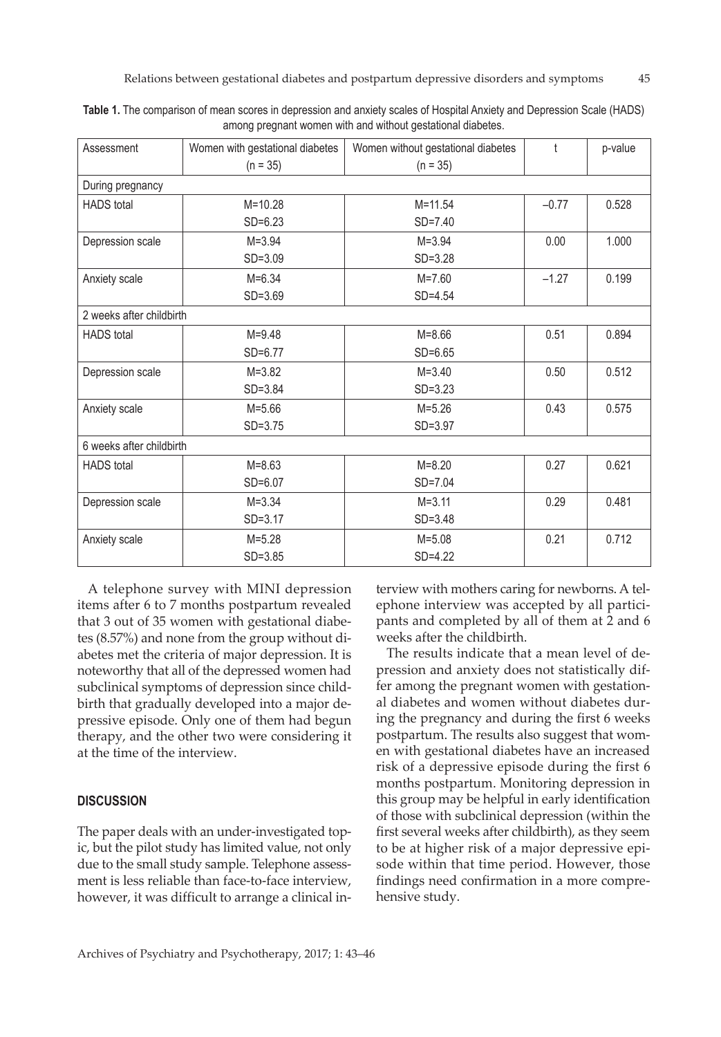**Table 1.** The comparison of mean scores in depression and anxiety scales of Hospital Anxiety and Depression Scale (HADS) among pregnant women with and without gestational diabetes.

| Assessment | Women with gestational diabetes (n = 35) | Women without gestational diabetes (n = 35) | t | p-value |
|---|---|---|---|---|
| During pregnancy | | | | |
| HADS total | M=10.28 SD=6.23 | M=11.54 SD=7.40 | −0.77 | 0.528 |
| Depression scale | M=3.94 SD=3.09 | M=3.94 SD=3.28 | 0.00 | 1.000 |
| Anxiety scale | M=6.34 SD=3.69 | M=7.60 SD=4.54 | −1.27 | 0.199 |
| 2 weeks after childbirth | | | | |
| HADS total | M=9.48 SD=6.77 | M=8.66 SD=6.65 | 0.51 | 0.894 |
| Depression scale | M=3.82 SD=3.84 | M=3.40 SD=3.23 | 0.50 | 0.512 |
| Anxiety scale | M=5.66 SD=3.75 | M=5.26 SD=3.97 | 0.43 | 0.575 |
| 6 weeks after childbirth | | | | |
| HADS total | M=8.63 SD=6.07 | M=8.20 SD=7.04 | 0.27 | 0.621 |
| Depression scale | M=3.34 SD=3.17 | M=3.11 SD=3.48 | 0.29 | 0.481 |
| Anxiety scale | M=5.28 SD=3.85 | M=5.08 SD=4.22 | 0.21 | 0.712 |

A telephone survey with MINI depression items after 6 to 7 months postpartum revealed that 3 out of 35 women with gestational diabetes (8.57%) and none from the group without diabetes met the criteria of major depression. It is noteworthy that all of the depressed women had subclinical symptoms of depression since childbirth that gradually developed into a major depressive episode. Only one of them had begun therapy, and the other two were considering it at the time of the interview.

## DISCUSSION

The paper deals with an under-investigated topic, but the pilot study has limited value, not only due to the small study sample. Telephone assessment is less reliable than face-to-face interview, however, it was difficult to arrange a clinical interview with mothers caring for newborns. A telephone interview was accepted by all participants and completed by all of them at 2 and 6 weeks after the childbirth.

The results indicate that a mean level of depression and anxiety does not statistically differ among the pregnant women with gestational diabetes and women without diabetes during the pregnancy and during the first 6 weeks postpartum. The results also suggest that women with gestational diabetes have an increased risk of a depressive episode during the first 6 months postpartum. Monitoring depression in this group may be helpful in early identification of those with subclinical depression (within the first several weeks after childbirth), as they seem to be at higher risk of a major depressive episode within that time period. However, those findings need confirmation in a more comprehensive study.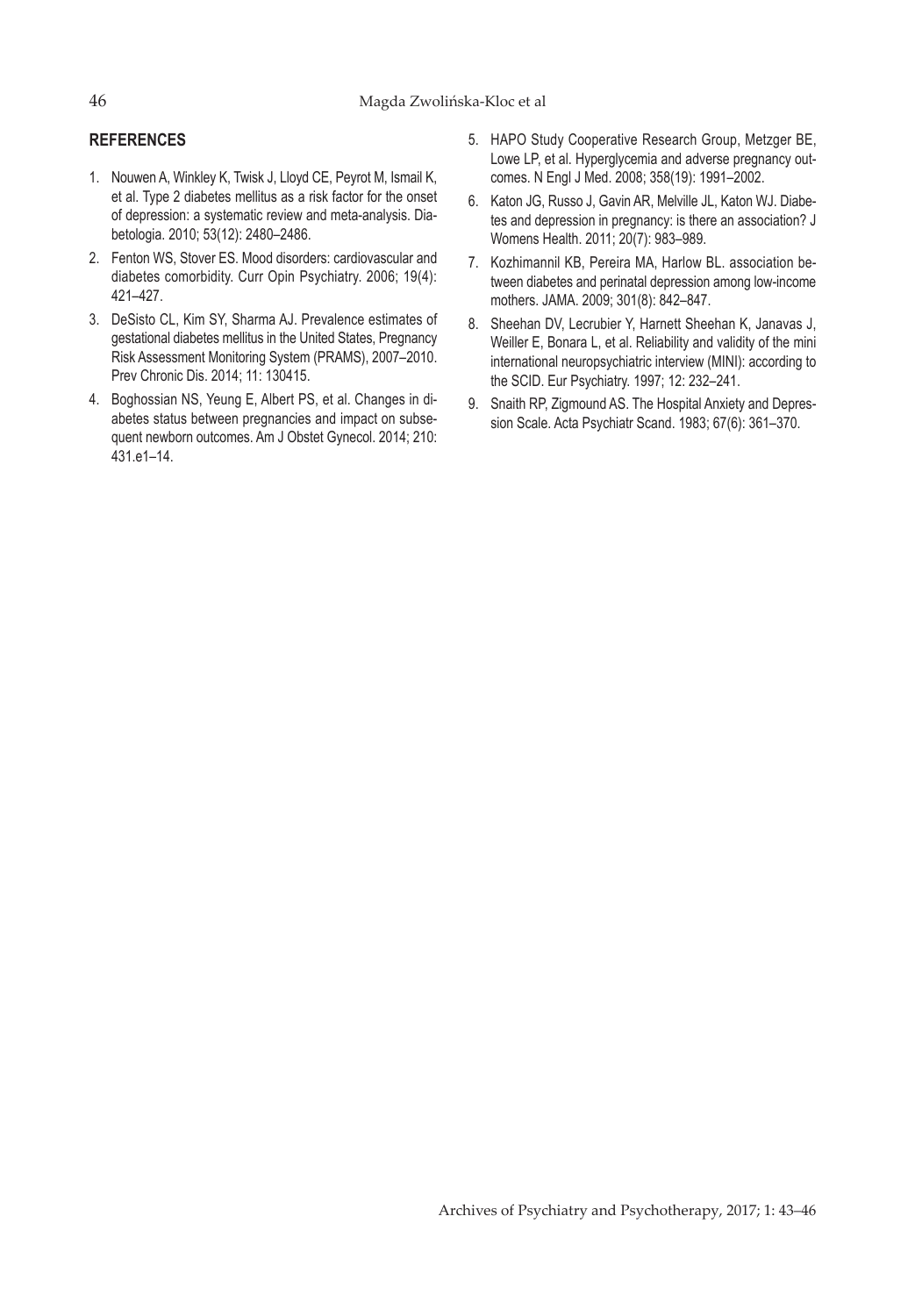## REFERENCES

1. Nouwen A, Winkley K, Twisk J, Lloyd CE, Peyrot M, Ismail K, et al. Type 2 diabetes mellitus as a risk factor for the onset of depression: a systematic review and meta-analysis. Diabetologia. 2010; 53(12): 2480–2486.
2. Fenton WS, Stover ES. Mood disorders: cardiovascular and diabetes comorbidity. Curr Opin Psychiatry. 2006; 19(4): 421–427.
3. DeSisto CL, Kim SY, Sharma AJ. Prevalence estimates of gestational diabetes mellitus in the United States, Pregnancy Risk Assessment Monitoring System (PRAMS), 2007–2010. Prev Chronic Dis. 2014; 11: 130415.
4. Boghossian NS, Yeung E, Albert PS, et al. Changes in diabetes status between pregnancies and impact on subsequent newborn outcomes. Am J Obstet Gynecol. 2014; 210: 431.e1–14.
5. HAPO Study Cooperative Research Group, Metzger BE, Lowe LP, et al. Hyperglycemia and adverse pregnancy outcomes. N Engl J Med. 2008; 358(19): 1991–2002.
6. Katon JG, Russo J, Gavin AR, Melville JL, Katon WJ. Diabetes and depression in pregnancy: is there an association? J Womens Health. 2011; 20(7): 983–989.
7. Kozhimannil KB, Pereira MA, Harlow BL. association between diabetes and perinatal depression among low-income mothers. JAMA. 2009; 301(8): 842–847.
8. Sheehan DV, Lecrubier Y, Harnett Sheehan K, Janavas J, Weiller E, Bonara L, et al. Reliability and validity of the mini international neuropsychiatric interview (MINI): according to the SCID. Eur Psychiatry. 1997; 12: 232–241.
9. Snaith RP, Zigmound AS. The Hospital Anxiety and Depression Scale. Acta Psychiatr Scand. 1983; 67(6): 361–370.